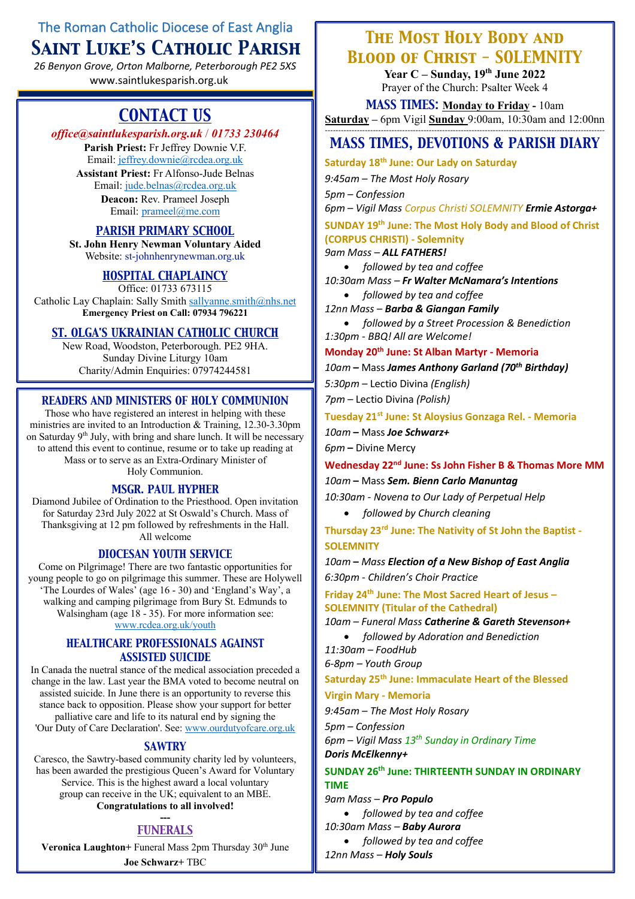The Roman Catholic Diocese of East Anglia

# Saint Luke's Catholic Parish

*26 Benyon Grove, Orton Malborne, Peterborough PE2 5XS*
www.saintlukesparish.org.uk

## CONTACT US

***office@saintlukesparish.org.uk / 01733 230464***

**Parish Priest:** Fr Jeffrey Downie V.F.
Email: jeffrey.downie@rcdea.org.uk

**Assistant Priest:** Fr Alfonso-Jude Belnas
Email: jude.belnas@rcdea.org.uk

**Deacon:** Rev. Prameel Joseph
Email: prameel@me.com

### PARISH PRIMARY SCHOOL

**St. John Henry Newman Voluntary Aided**
Website: st-johnhenrynewman.org.uk

### HOSPITAL CHAPLAINCY

Office: 01733 673115
Catholic Lay Chaplain: Sally Smith sallyanne.smith@nhs.net
**Emergency Priest on Call: 07934 796221**

### ST. OLGA'S UKRAINIAN CATHOLIC CHURCH

New Road, Woodston, Peterborough. PE2 9HA.
Sunday Divine Liturgy 10am
Charity/Admin Enquiries: 07974244581

### READERS AND MINISTERS OF HOLY COMMUNION

Those who have registered an interest in helping with these ministries are invited to an Introduction & Training, 12.30-3.30pm on Saturday 9th July, with bring and share lunch. It will be necessary to attend this event to continue, resume or to take up reading at Mass or to serve as an Extra-Ordinary Minister of Holy Communion.

### MSGR. PAUL HYPHER

Diamond Jubilee of Ordination to the Priesthood. Open invitation for Saturday 23rd July 2022 at St Oswald's Church. Mass of Thanksgiving at 12 pm followed by refreshments in the Hall. All welcome

### DIOCESAN YOUTH SERVICE

Come on Pilgrimage! There are two fantastic opportunities for young people to go on pilgrimage this summer. These are Holywell 'The Lourdes of Wales' (age 16 - 30) and 'England's Way', a walking and camping pilgrimage from Bury St. Edmunds to Walsingham (age 18 - 35). For more information see: www.rcdea.org.uk/youth

### HEALTHCARE PROFESSIONALS AGAINST ASSISTED SUICIDE

In Canada the nuetral stance of the medical association preceded a change in the law. Last year the BMA voted to become neutral on assisted suicide. In June there is an opportunity to reverse this stance back to opposition. Please show your support for better palliative care and life to its natural end by signing the 'Our Duty of Care Declaration'. See: www.ourdutyofcare.org.uk

### SAWTRY

Caresco, the Sawtry-based community charity led by volunteers, has been awarded the prestigious Queen's Award for Voluntary Service. This is the highest award a local voluntary group can receive in the UK; equivalent to an MBE.
**Congratulations to all involved!**

---

### FUNERALS

**Veronica Laughton+** Funeral Mass 2pm Thursday 30th June
**Joe Schwarz+** TBC

## The Most Holy Body and Blood of Christ – SOLEMNITY

**Year C – Sunday, 19th June 2022**
Prayer of the Church: Psalter Week 4

**MASS TIMES:** **Monday to Friday -** 10am
**Saturday** – 6pm Vigil **Sunday** 9:00am, 10:30am and 12:00nn

## MASS TIMES, DEVOTIONS & PARISH DIARY

**Saturday 18th June: Our Lady on Saturday**
*9:45am – The Most Holy Rosary*
*5pm – Confession*
*6pm – Vigil Mass Corpus Christi SOLEMNITY* ***Ermie Astorga+***

**SUNDAY 19th June: The Most Holy Body and Blood of Christ (CORPUS CHRISTI) - Solemnity**
*9am Mass –* ***ALL FATHERS!***
- *followed by tea and coffee*

*10:30am Mass –* ***Fr Walter McNamara's Intentions***
- *followed by tea and coffee*

*12nn Mass –* ***Barba & Giangan Family***
- *followed by a Street Procession & Benediction*

*1:30pm - BBQ! All are Welcome!*

**Monday 20th June: St Alban Martyr - Memoria**
*10am* **–** Mass ***James Anthony Garland (70th Birthday)***
*5:30pm* – Lectio Divina *(English)*
*7pm* – Lectio Divina *(Polish)*

**Tuesday 21st June: St Aloysius Gonzaga Rel. - Memoria**
*10am* **–** Mass ***Joe Schwarz+***
*6pm* **–** Divine Mercy

**Wednesday 22nd June: Ss John Fisher B & Thomas More MM**
*10am* **–** Mass ***Sem. Bienn Carlo Manuntag***
*10:30am - Novena to Our Lady of Perpetual Help*
- *followed by Church cleaning*

**Thursday 23rd June: The Nativity of St John the Baptist - SOLEMNITY**
*10am* **–** *Mass* ***Election of a New Bishop of East Anglia***
*6:30pm - Children's Choir Practice*

**Friday 24th June: The Most Sacred Heart of Jesus – SOLEMNITY (Titular of the Cathedral)**
*10am – Funeral Mass* ***Catherine & Gareth Stevenson+***
- *followed by Adoration and Benediction*

*11:30am – FoodHub*
*6-8pm – Youth Group*

**Saturday 25th June: Immaculate Heart of the Blessed Virgin Mary - Memoria**
*9:45am – The Most Holy Rosary*
*5pm – Confession*
*6pm – Vigil Mass 13th Sunday in Ordinary Time*
***Doris McElkenny+***

**SUNDAY 26th June: THIRTEENTH SUNDAY IN ORDINARY TIME**
*9am Mass –* ***Pro Populo***
- *followed by tea and coffee*

*10:30am Mass –* ***Baby Aurora***
- *followed by tea and coffee*

*12nn Mass –* ***Holy Souls***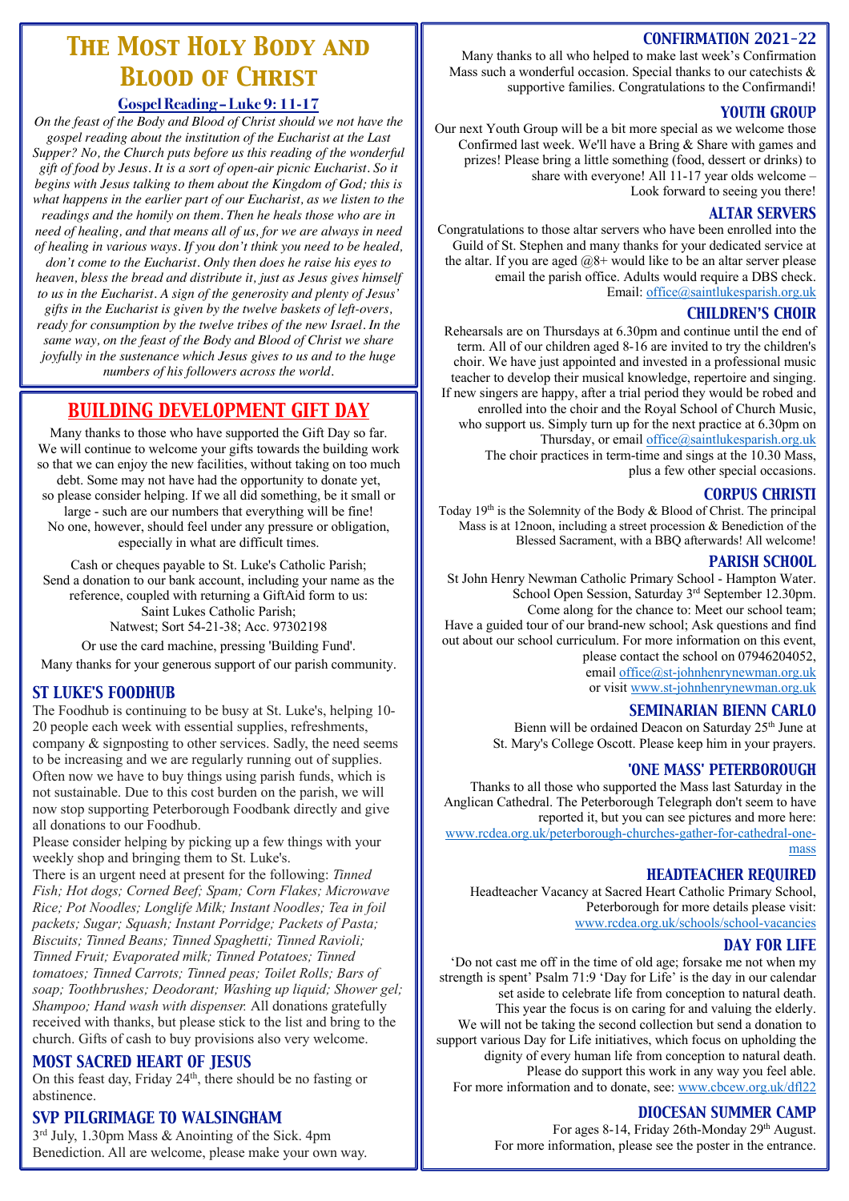# The Most Holy Body and Blood of Christ

## Gospel Reading – Luke 9: 11-17

*On the feast of the Body and Blood of Christ should we not have the gospel reading about the institution of the Eucharist at the Last Supper? No, the Church puts before us this reading of the wonderful gift of food by Jesus. It is a sort of open-air picnic Eucharist. So it begins with Jesus talking to them about the Kingdom of God; this is what happens in the earlier part of our Eucharist, as we listen to the readings and the homily on them. Then he heals those who are in need of healing, and that means all of us, for we are always in need of healing in various ways. If you don't think you need to be healed, don't come to the Eucharist. Only then does he raise his eyes to heaven, bless the bread and distribute it, just as Jesus gives himself to us in the Eucharist. A sign of the generosity and plenty of Jesus' gifts in the Eucharist is given by the twelve baskets of left-overs, ready for consumption by the twelve tribes of the new Israel. In the same way, on the feast of the Body and Blood of Christ we share joyfully in the sustenance which Jesus gives to us and to the huge numbers of his followers across the world.*

## BUILDING DEVELOPMENT GIFT DAY

Many thanks to those who have supported the Gift Day so far. We will continue to welcome your gifts towards the building work so that we can enjoy the new facilities, without taking on too much debt. Some may not have had the opportunity to donate yet, so please consider helping. If we all did something, be it small or large - such are our numbers that everything will be fine! No one, however, should feel under any pressure or obligation, especially in what are difficult times.

Cash or cheques payable to St. Luke's Catholic Parish; Send a donation to our bank account, including your name as the reference, coupled with returning a GiftAid form to us:
Saint Lukes Catholic Parish;
Natwest; Sort 54-21-38; Acc. 97302198

Or use the card machine, pressing 'Building Fund'.

Many thanks for your generous support of our parish community.

## ST LUKE'S FOODHUB

The Foodhub is continuing to be busy at St. Luke's, helping 10-20 people each week with essential supplies, refreshments, company & signposting to other services. Sadly, the need seems to be increasing and we are regularly running out of supplies. Often now we have to buy things using parish funds, which is not sustainable. Due to this cost burden on the parish, we will now stop supporting Peterborough Foodbank directly and give all donations to our Foodhub.

Please consider helping by picking up a few things with your weekly shop and bringing them to St. Luke's.

There is an urgent need at present for the following: *Tinned Fish; Hot dogs; Corned Beef; Spam; Corn Flakes; Microwave Rice; Pot Noodles; Longlife Milk; Instant Noodles; Tea in foil packets; Sugar; Squash; Instant Porridge; Packets of Pasta; Biscuits; Tinned Beans; Tinned Spaghetti; Tinned Ravioli; Tinned Fruit; Evaporated milk; Tinned Potatoes; Tinned tomatoes; Tinned Carrots; Tinned peas; Toilet Rolls; Bars of soap; Toothbrushes; Deodorant; Washing up liquid; Shower gel; Shampoo; Hand wash with dispenser.* All donations gratefully received with thanks, but please stick to the list and bring to the church. Gifts of cash to buy provisions also very welcome.

## MOST SACRED HEART OF JESUS

On this feast day, Friday 24th, there should be no fasting or abstinence.

## SVP PILGRIMAGE TO WALSINGHAM

3rd July, 1.30pm Mass & Anointing of the Sick. 4pm Benediction. All are welcome, please make your own way.

## CONFIRMATION 2021-22

Many thanks to all who helped to make last week's Confirmation Mass such a wonderful occasion. Special thanks to our catechists & supportive families. Congratulations to the Confirmandi!

## YOUTH GROUP

Our next Youth Group will be a bit more special as we welcome those Confirmed last week. We'll have a Bring & Share with games and prizes! Please bring a little something (food, dessert or drinks) to share with everyone! All 11-17 year olds welcome – Look forward to seeing you there!

## ALTAR SERVERS

Congratulations to those altar servers who have been enrolled into the Guild of St. Stephen and many thanks for your dedicated service at the altar. If you are aged @8+ would like to be an altar server please email the parish office. Adults would require a DBS check. Email: office@saintlukesparish.org.uk

## CHILDREN'S CHOIR

Rehearsals are on Thursdays at 6.30pm and continue until the end of term. All of our children aged 8-16 are invited to try the children's choir. We have just appointed and invested in a professional music teacher to develop their musical knowledge, repertoire and singing. If new singers are happy, after a trial period they would be robed and enrolled into the choir and the Royal School of Church Music, who support us. Simply turn up for the next practice at 6.30pm on Thursday, or email office@saintlukesparish.org.uk

The choir practices in term-time and sings at the 10.30 Mass, plus a few other special occasions.

## CORPUS CHRISTI

Today 19th is the Solemnity of the Body & Blood of Christ. The principal Mass is at 12noon, including a street procession & Benediction of the Blessed Sacrament, with a BBQ afterwards! All welcome!

## PARISH SCHOOL

St John Henry Newman Catholic Primary School - Hampton Water. School Open Session, Saturday 3rd September 12.30pm. Come along for the chance to: Meet our school team; Have a guided tour of our brand-new school; Ask questions and find out about our school curriculum. For more information on this event, please contact the school on 07946204052, email office@st-johnhenrynewman.org.uk or visit www.st-johnhenrynewman.org.uk

## SEMINARIAN BIENN CARLO

Bienn will be ordained Deacon on Saturday 25th June at St. Mary's College Oscott. Please keep him in your prayers.

## 'ONE MASS' PETERBOROUGH

Thanks to all those who supported the Mass last Saturday in the Anglican Cathedral. The Peterborough Telegraph don't seem to have reported it, but you can see pictures and more here: www.rcdea.org.uk/peterborough-churches-gather-for-cathedral-one-mass

## HEADTEACHER REQUIRED

Headteacher Vacancy at Sacred Heart Catholic Primary School, Peterborough for more details please visit: www.rcdea.org.uk/schools/school-vacancies

## DAY FOR LIFE

'Do not cast me off in the time of old age; forsake me not when my strength is spent' Psalm 71:9 'Day for Life' is the day in our calendar set aside to celebrate life from conception to natural death. This year the focus is on caring for and valuing the elderly. We will not be taking the second collection but send a donation to support various Day for Life initiatives, which focus on upholding the dignity of every human life from conception to natural death. Please do support this work in any way you feel able. For more information and to donate, see: www.cbcew.org.uk/dfl22

## DIOCESAN SUMMER CAMP

For ages 8-14, Friday 26th-Monday 29th August. For more information, please see the poster in the entrance.